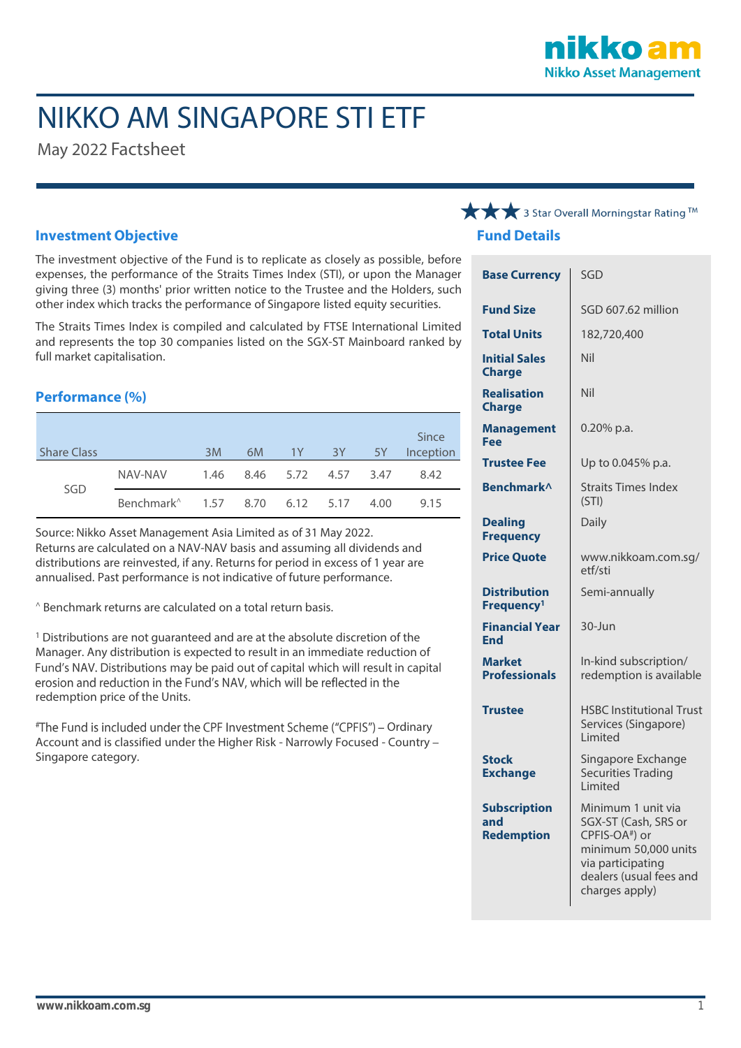nikko am
Nikko Asset Management

# NIKKO AM SINGAPORE STI ETF

May 2022 Factsheet

## Investment Objective

The investment objective of the Fund is to replicate as closely as possible, before expenses, the performance of the Straits Times Index (STI), or upon the Manager giving three (3) months' prior written notice to the Trustee and the Holders, such other index which tracks the performance of Singapore listed equity securities.

The Straits Times Index is compiled and calculated by FTSE International Limited and represents the top 30 companies listed on the SGX-ST Mainboard ranked by full market capitalisation.

## Performance (%)

| Share Class | | 3M | 6M | 1Y | 3Y | 5Y | Since Inception |
|---|---|---|---|---|---|---|---|
| SGD | NAV-NAV | 1.46 | 8.46 | 5.72 | 4.57 | 3.47 | 8.42 |
| | Benchmark^ | 1.57 | 8.70 | 6.12 | 5.17 | 4.00 | 9.15 |

Source: Nikko Asset Management Asia Limited as of 31 May 2022. Returns are calculated on a NAV-NAV basis and assuming all dividends and distributions are reinvested, if any. Returns for period in excess of 1 year are annualised. Past performance is not indicative of future performance.

^ Benchmark returns are calculated on a total return basis.

[1] Distributions are not guaranteed and are at the absolute discretion of the Manager. Any distribution is expected to result in an immediate reduction of Fund's NAV. Distributions may be paid out of capital which will result in capital erosion and reduction in the Fund's NAV, which will be reflected in the redemption price of the Units.

[#]The Fund is included under the CPF Investment Scheme ("CPFIS") – Ordinary Account and is classified under the Higher Risk - Narrowly Focused - Country – Singapore category.

★★★ 3 Star Overall Morningstar Rating ™

## Fund Details

| | |
|---|---|
| **Base Currency** | SGD |
| **Fund Size** | SGD 607.62 million |
| **Total Units** | 182,720,400 |
| **Initial Sales Charge** | Nil |
| **Realisation Charge** | Nil |
| **Management Fee** | 0.20% p.a. |
| **Trustee Fee** | Up to 0.045% p.a. |
| **Benchmark^** | Straits Times Index (STI) |
| **Dealing Frequency** | Daily |
| **Price Quote** | www.nikkoam.com.sg/etf/sti |
| **Distribution Frequency[1]** | Semi-annually |
| **Financial Year End** | 30-Jun |
| **Market Professionals** | In-kind subscription/ redemption is available |
| **Trustee** | HSBC Institutional Trust Services (Singapore) Limited |
| **Stock Exchange** | Singapore Exchange Securities Trading Limited |
| **Subscription and Redemption** | Minimum 1 unit via SGX-ST (Cash, SRS or CPFIS-OA[#]) or minimum 50,000 units via participating dealers (usual fees and charges apply) |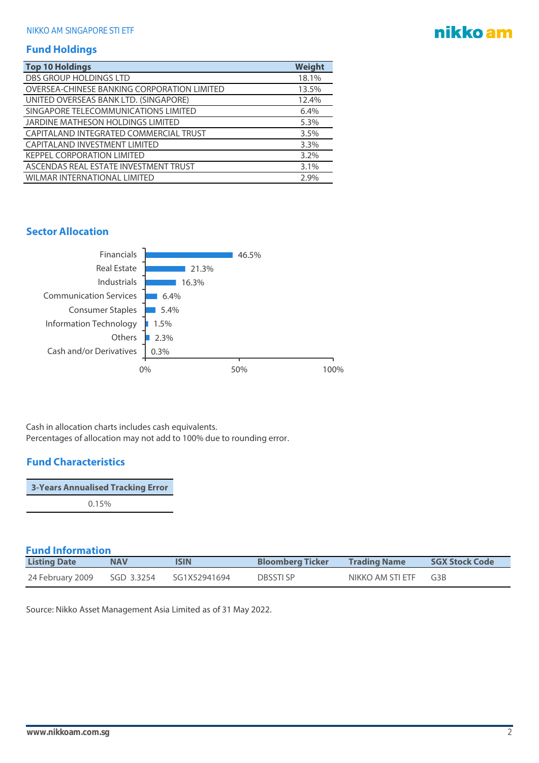## Fund Holdings

| Top 10 Holdings | Weight |
|---|---|
| DBS GROUP HOLDINGS LTD | 18.1% |
| OVERSEA-CHINESE BANKING CORPORATION LIMITED | 13.5% |
| UNITED OVERSEAS BANK LTD. (SINGAPORE) | 12.4% |
| SINGAPORE TELECOMMUNICATIONS LIMITED | 6.4% |
| JARDINE MATHESON HOLDINGS LIMITED | 5.3% |
| CAPITALAND INTEGRATED COMMERCIAL TRUST | 3.5% |
| CAPITALAND INVESTMENT LIMITED | 3.3% |
| KEPPEL CORPORATION LIMITED | 3.2% |
| ASCENDAS REAL ESTATE INVESTMENT TRUST | 3.1% |
| WILMAR INTERNATIONAL LIMITED | 2.9% |

## Sector Allocation

| Sector | Allocation |
|---|---|
| Financials | 46.5% |
| Real Estate | 21.3% |
| Industrials | 16.3% |
| Communication Services | 6.4% |
| Consumer Staples | 5.4% |
| Information Technology | 1.5% |
| Others | 2.3% |
| Cash and/or Derivatives | 0.3% |

Cash in allocation charts includes cash equivalents.
Percentages of allocation may not add to 100% due to rounding error.

## Fund Characteristics

| 3-Years Annualised Tracking Error |
|---|
| 0.15% |

## Fund Information

| Listing Date | NAV | ISIN | Bloomberg Ticker | Trading Name | SGX Stock Code |
|---|---|---|---|---|---|
| 24 February 2009 | SGD 3.3254 | SG1X52941694 | DBSSTI SP | NIKKO AM STI ETF | G3B |

Source: Nikko Asset Management Asia Limited as of 31 May 2022.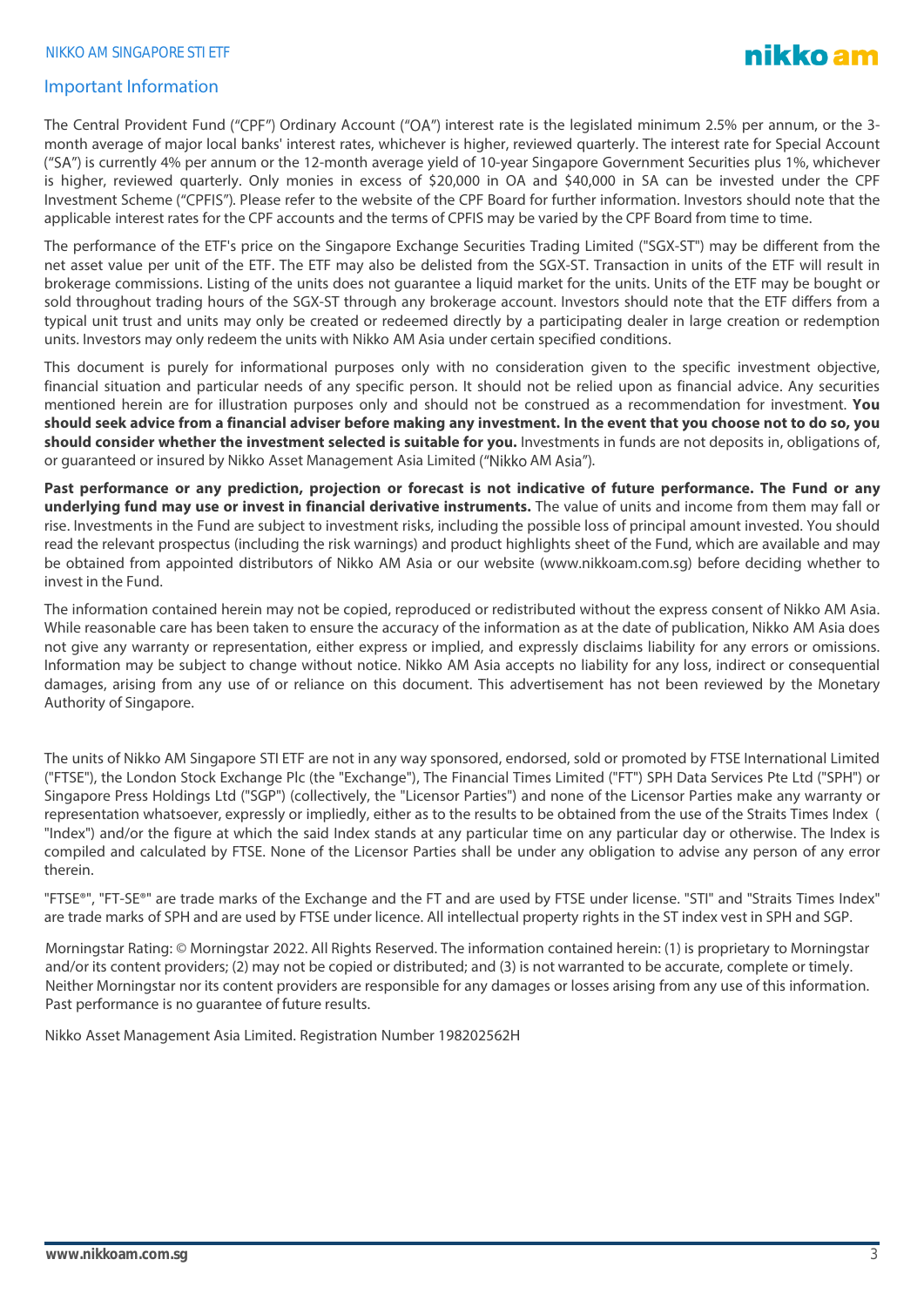## Important Information

The Central Provident Fund ("CPF") Ordinary Account ("OA") interest rate is the legislated minimum 2.5% per annum, or the 3-month average of major local banks' interest rates, whichever is higher, reviewed quarterly. The interest rate for Special Account ("SA") is currently 4% per annum or the 12-month average yield of 10-year Singapore Government Securities plus 1%, whichever is higher, reviewed quarterly. Only monies in excess of $20,000 in OA and $40,000 in SA can be invested under the CPF Investment Scheme ("CPFIS"). Please refer to the website of the CPF Board for further information. Investors should note that the applicable interest rates for the CPF accounts and the terms of CPFIS may be varied by the CPF Board from time to time.

The performance of the ETF's price on the Singapore Exchange Securities Trading Limited ("SGX-ST") may be different from the net asset value per unit of the ETF. The ETF may also be delisted from the SGX-ST. Transaction in units of the ETF will result in brokerage commissions. Listing of the units does not guarantee a liquid market for the units. Units of the ETF may be bought or sold throughout trading hours of the SGX-ST through any brokerage account. Investors should note that the ETF differs from a typical unit trust and units may only be created or redeemed directly by a participating dealer in large creation or redemption units. Investors may only redeem the units with Nikko AM Asia under certain specified conditions.

This document is purely for informational purposes only with no consideration given to the specific investment objective, financial situation and particular needs of any specific person. It should not be relied upon as financial advice. Any securities mentioned herein are for illustration purposes only and should not be construed as a recommendation for investment. **You should seek advice from a financial adviser before making any investment. In the event that you choose not to do so, you should consider whether the investment selected is suitable for you.** Investments in funds are not deposits in, obligations of, or guaranteed or insured by Nikko Asset Management Asia Limited ("Nikko AM Asia").

**Past performance or any prediction, projection or forecast is not indicative of future performance. The Fund or any underlying fund may use or invest in financial derivative instruments.** The value of units and income from them may fall or rise. Investments in the Fund are subject to investment risks, including the possible loss of principal amount invested. You should read the relevant prospectus (including the risk warnings) and product highlights sheet of the Fund, which are available and may be obtained from appointed distributors of Nikko AM Asia or our website (www.nikkoam.com.sg) before deciding whether to invest in the Fund.

The information contained herein may not be copied, reproduced or redistributed without the express consent of Nikko AM Asia. While reasonable care has been taken to ensure the accuracy of the information as at the date of publication, Nikko AM Asia does not give any warranty or representation, either express or implied, and expressly disclaims liability for any errors or omissions. Information may be subject to change without notice. Nikko AM Asia accepts no liability for any loss, indirect or consequential damages, arising from any use of or reliance on this document. This advertisement has not been reviewed by the Monetary Authority of Singapore.

The units of Nikko AM Singapore STI ETF are not in any way sponsored, endorsed, sold or promoted by FTSE International Limited ("FTSE"), the London Stock Exchange Plc (the "Exchange"), The Financial Times Limited ("FT") SPH Data Services Pte Ltd ("SPH") or Singapore Press Holdings Ltd ("SGP") (collectively, the "Licensor Parties") and none of the Licensor Parties make any warranty or representation whatsoever, expressly or impliedly, either as to the results to be obtained from the use of the Straits Times Index ( "Index") and/or the figure at which the said Index stands at any particular time on any particular day or otherwise. The Index is compiled and calculated by FTSE. None of the Licensor Parties shall be under any obligation to advise any person of any error therein.

"FTSE®", "FT-SE®" are trade marks of the Exchange and the FT and are used by FTSE under license. "STI" and "Straits Times Index" are trade marks of SPH and are used by FTSE under licence. All intellectual property rights in the ST index vest in SPH and SGP.

Morningstar Rating: © Morningstar 2022. All Rights Reserved. The information contained herein: (1) is proprietary to Morningstar and/or its content providers; (2) may not be copied or distributed; and (3) is not warranted to be accurate, complete or timely. Neither Morningstar nor its content providers are responsible for any damages or losses arising from any use of this information. Past performance is no guarantee of future results.

Nikko Asset Management Asia Limited. Registration Number 198202562H